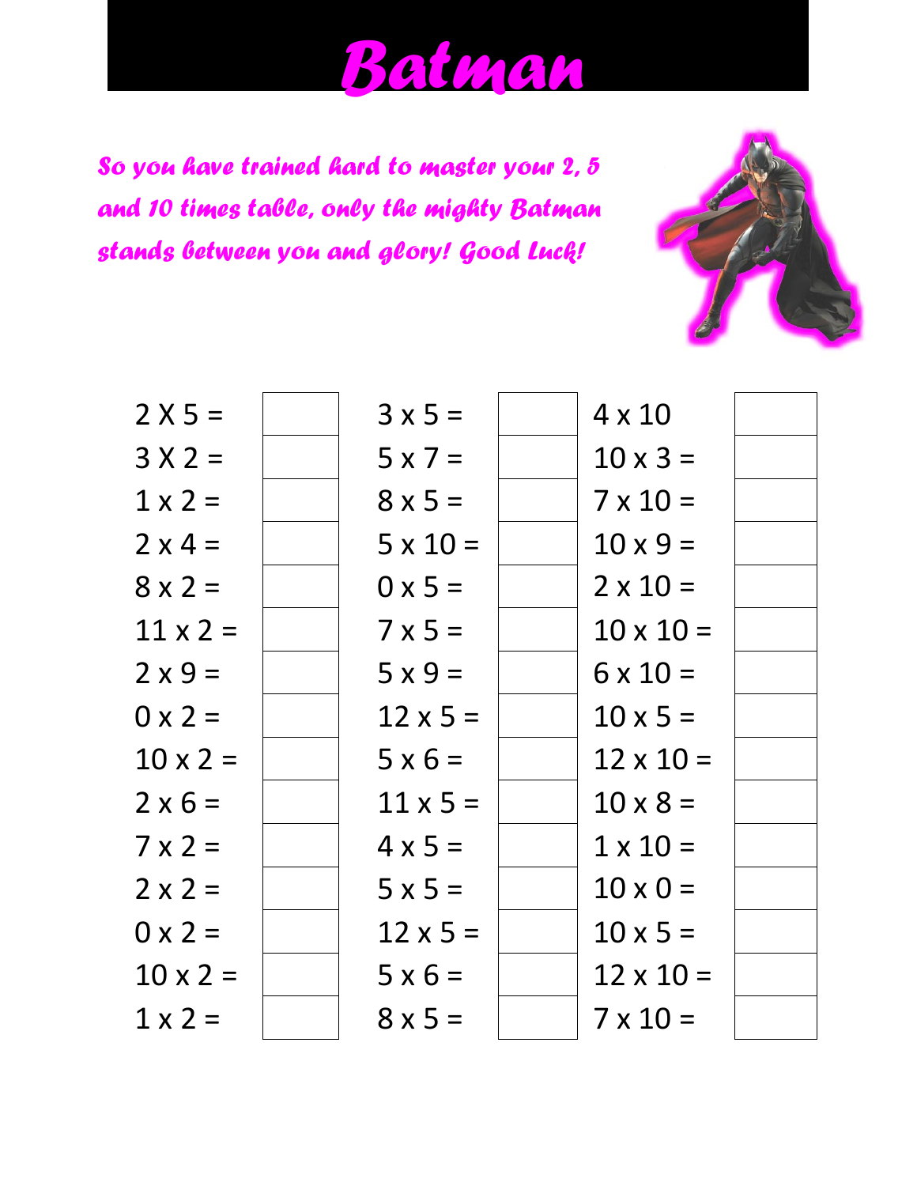# Batman

*So you have trained hard to master your 2, 5 and 10 times table, only the mighty Batman stands between you and glory! Good Luck!*

| | | | | | |
|---|---|---|---|---|---|
| 2 X 5 = | | 3 x 5 = | | 4 x 10 | |
| 3 X 2 = | | 5 x 7 = | | 10 x 3 = | |
| 1 x 2 = | | 8 x 5 = | | 7 x 10 = | |
| 2 x 4 = | | 5 x 10 = | | 10 x 9 = | |
| 8 x 2 = | | 0 x 5 = | | 2 x 10 = | |
| 11 x 2 = | | 7 x 5 = | | 10 x 10 = | |
| 2 x 9 = | | 5 x 9 = | | 6 x 10 = | |
| 0 x 2 = | | 12 x 5 = | | 10 x 5 = | |
| 10 x 2 = | | 5 x 6 = | | 12 x 10 = | |
| 2 x 6 = | | 11 x 5 = | | 10 x 8 = | |
| 7 x 2 = | | 4 x 5 = | | 1 x 10 = | |
| 2 x 2 = | | 5 x 5 = | | 10 x 0 = | |
| 0 x 2 = | | 12 x 5 = | | 10 x 5 = | |
| 10 x 2 = | | 5 x 6 = | | 12 x 10 = | |
| 1 x 2 = | | 8 x 5 = | | 7 x 10 = | |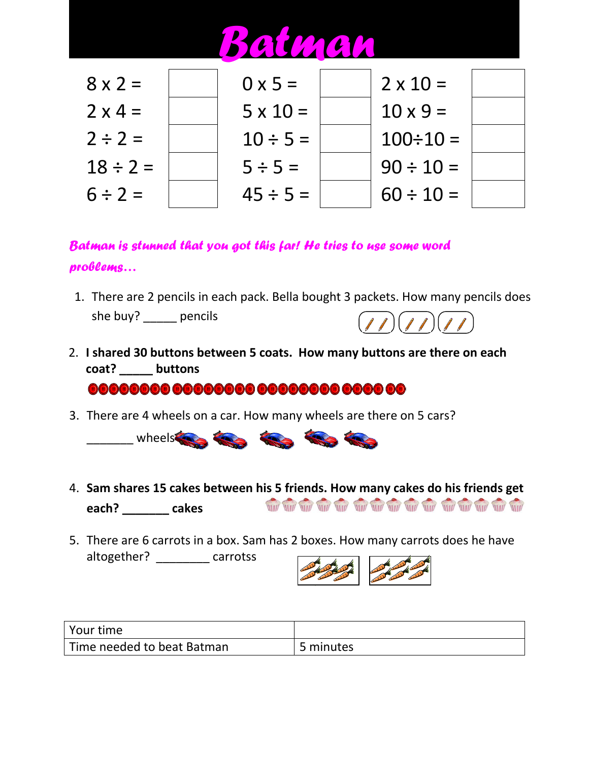# Batman

| | | | | | |
|---|---|---|---|---|---|
| 8 x 2 = | | 0 x 5 = | | 2 x 10 = | |
| 2 x 4 = | | 5 x 10 = | | 10 x 9 = | |
| 2 ÷ 2 = | | 10 ÷ 5 = | | 100÷10 = | |
| 18 ÷ 2 = | | 5 ÷ 5 = | | 90 ÷ 10 = | |
| 6 ÷ 2 = | | 45 ÷ 5 = | | 60 ÷ 10 = | |

*Batman is stunned that you got this far! He tries to use some word problems…*

1. There are 2 pencils in each pack. Bella bought 3 packets. How many pencils does she buy? _____ pencils
2. **I shared 30 buttons between 5 coats. How many buttons are there on each coat? _____ buttons**
3. There are 4 wheels on a car. How many wheels are there on 5 cars? _______ wheels
4. **Sam shares 15 cakes between his 5 friends. How many cakes do his friends get each? _______ cakes**
5. There are 6 carrots in a box. Sam has 2 boxes. How many carrots does he have altogether? ________ carrotss

| | |
|---|---|
| Your time | |
| Time needed to beat Batman | 5 minutes |